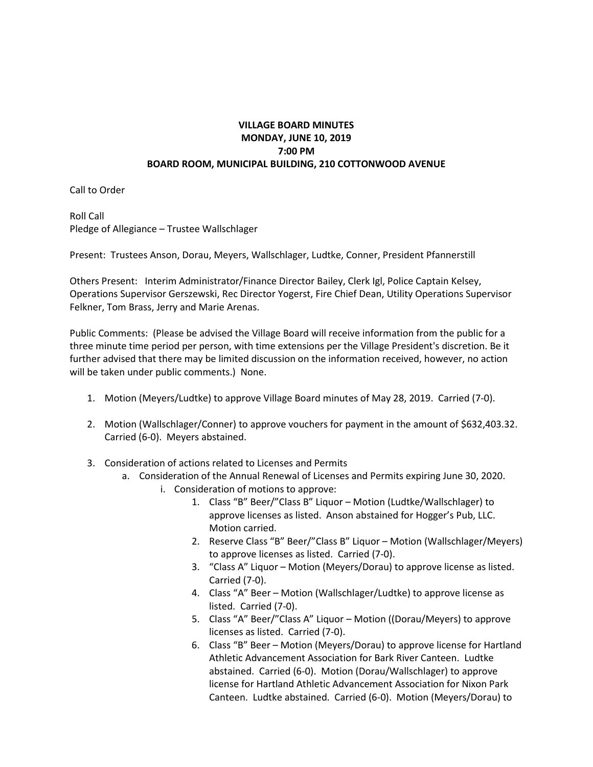# VILLAGE BOARD MINUTES
## MONDAY, JUNE 10, 2019
## 7:00 PM
## BOARD ROOM, MUNICIPAL BUILDING, 210 COTTONWOOD AVENUE

Call to Order

Roll Call
Pledge of Allegiance – Trustee Wallschlager

Present: Trustees Anson, Dorau, Meyers, Wallschlager, Ludtke, Conner, President Pfannerstill

Others Present: Interim Administrator/Finance Director Bailey, Clerk Igl, Police Captain Kelsey, Operations Supervisor Gerszewski, Rec Director Yogerst, Fire Chief Dean, Utility Operations Supervisor Felkner, Tom Brass, Jerry and Marie Arenas.

Public Comments: (Please be advised the Village Board will receive information from the public for a three minute time period per person, with time extensions per the Village President's discretion. Be it further advised that there may be limited discussion on the information received, however, no action will be taken under public comments.) None.

1. Motion (Meyers/Ludtke) to approve Village Board minutes of May 28, 2019. Carried (7-0).

2. Motion (Wallschlager/Conner) to approve vouchers for payment in the amount of $632,403.32. Carried (6-0). Meyers abstained.

3. Consideration of actions related to Licenses and Permits
   a. Consideration of the Annual Renewal of Licenses and Permits expiring June 30, 2020.
      i. Consideration of motions to approve:
         1. Class "B" Beer/"Class B" Liquor – Motion (Ludtke/Wallschlager) to approve licenses as listed. Anson abstained for Hogger's Pub, LLC. Motion carried.
         2. Reserve Class "B" Beer/"Class B" Liquor – Motion (Wallschlager/Meyers) to approve licenses as listed. Carried (7-0).
         3. "Class A" Liquor – Motion (Meyers/Dorau) to approve license as listed. Carried (7-0).
         4. Class "A" Beer – Motion (Wallschlager/Ludtke) to approve license as listed. Carried (7-0).
         5. Class "A" Beer/"Class A" Liquor – Motion ((Dorau/Meyers) to approve licenses as listed. Carried (7-0).
         6. Class "B" Beer – Motion (Meyers/Dorau) to approve license for Hartland Athletic Advancement Association for Bark River Canteen. Ludtke abstained. Carried (6-0). Motion (Dorau/Wallschlager) to approve license for Hartland Athletic Advancement Association for Nixon Park Canteen. Ludtke abstained. Carried (6-0). Motion (Meyers/Dorau) to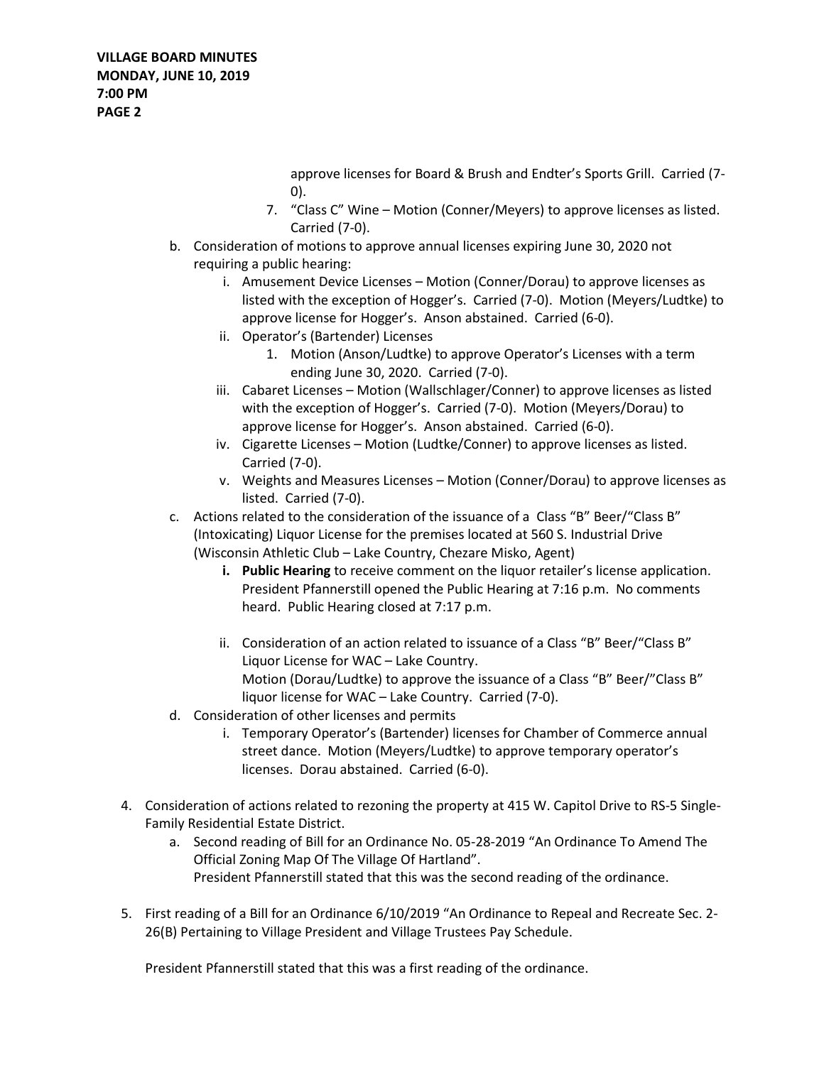approve licenses for Board & Brush and Endter's Sports Grill. Carried (7-0).

7. "Class C" Wine – Motion (Conner/Meyers) to approve licenses as listed. Carried (7-0).

b. Consideration of motions to approve annual licenses expiring June 30, 2020 not requiring a public hearing:
   i. Amusement Device Licenses – Motion (Conner/Dorau) to approve licenses as listed with the exception of Hogger's. Carried (7-0). Motion (Meyers/Ludtke) to approve license for Hogger's. Anson abstained. Carried (6-0).
   ii. Operator's (Bartender) Licenses
      1. Motion (Anson/Ludtke) to approve Operator's Licenses with a term ending June 30, 2020. Carried (7-0).
   iii. Cabaret Licenses – Motion (Wallschlager/Conner) to approve licenses as listed with the exception of Hogger's. Carried (7-0). Motion (Meyers/Dorau) to approve license for Hogger's. Anson abstained. Carried (6-0).
   iv. Cigarette Licenses – Motion (Ludtke/Conner) to approve licenses as listed. Carried (7-0).
   v. Weights and Measures Licenses – Motion (Conner/Dorau) to approve licenses as listed. Carried (7-0).

c. Actions related to the consideration of the issuance of a Class "B" Beer/"Class B" (Intoxicating) Liquor License for the premises located at 560 S. Industrial Drive (Wisconsin Athletic Club – Lake Country, Chezare Misko, Agent)
   **i. Public Hearing** to receive comment on the liquor retailer's license application. President Pfannerstill opened the Public Hearing at 7:16 p.m. No comments heard. Public Hearing closed at 7:17 p.m.

   ii. Consideration of an action related to issuance of a Class "B" Beer/"Class B" Liquor License for WAC – Lake Country.
   Motion (Dorau/Ludtke) to approve the issuance of a Class "B" Beer/"Class B" liquor license for WAC – Lake Country. Carried (7-0).

d. Consideration of other licenses and permits
   i. Temporary Operator's (Bartender) licenses for Chamber of Commerce annual street dance. Motion (Meyers/Ludtke) to approve temporary operator's licenses. Dorau abstained. Carried (6-0).

4. Consideration of actions related to rezoning the property at 415 W. Capitol Drive to RS-5 Single-Family Residential Estate District.
   a. Second reading of Bill for an Ordinance No. 05-28-2019 "An Ordinance To Amend The Official Zoning Map Of The Village Of Hartland".
   President Pfannerstill stated that this was the second reading of the ordinance.

5. First reading of a Bill for an Ordinance 6/10/2019 "An Ordinance to Repeal and Recreate Sec. 2-26(B) Pertaining to Village President and Village Trustees Pay Schedule.

   President Pfannerstill stated that this was a first reading of the ordinance.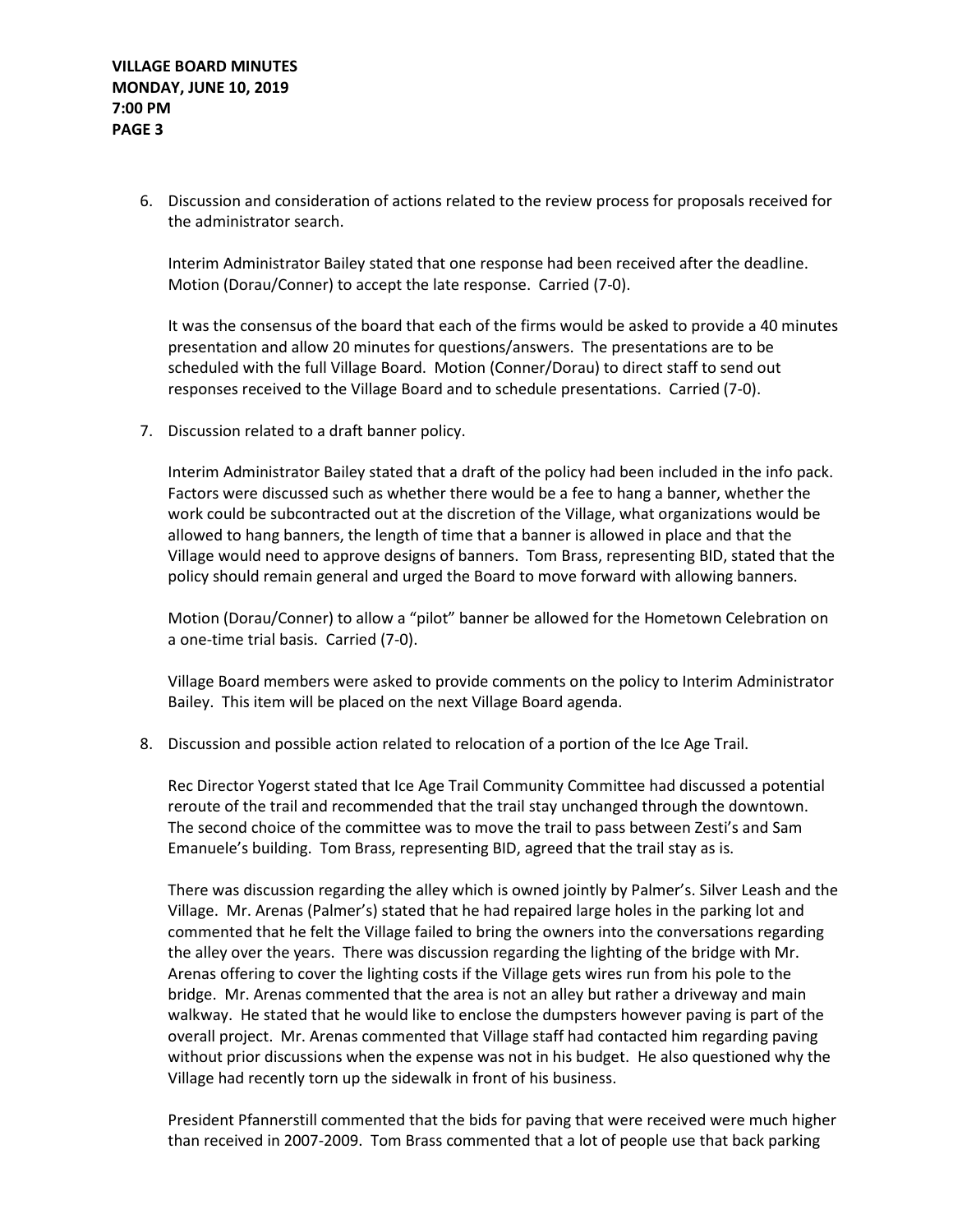6. Discussion and consideration of actions related to the review process for proposals received for the administrator search.

   Interim Administrator Bailey stated that one response had been received after the deadline. Motion (Dorau/Conner) to accept the late response. Carried (7-0).

   It was the consensus of the board that each of the firms would be asked to provide a 40 minutes presentation and allow 20 minutes for questions/answers. The presentations are to be scheduled with the full Village Board. Motion (Conner/Dorau) to direct staff to send out responses received to the Village Board and to schedule presentations. Carried (7-0).

7. Discussion related to a draft banner policy.

   Interim Administrator Bailey stated that a draft of the policy had been included in the info pack. Factors were discussed such as whether there would be a fee to hang a banner, whether the work could be subcontracted out at the discretion of the Village, what organizations would be allowed to hang banners, the length of time that a banner is allowed in place and that the Village would need to approve designs of banners. Tom Brass, representing BID, stated that the policy should remain general and urged the Board to move forward with allowing banners.

   Motion (Dorau/Conner) to allow a "pilot" banner be allowed for the Hometown Celebration on a one-time trial basis. Carried (7-0).

   Village Board members were asked to provide comments on the policy to Interim Administrator Bailey. This item will be placed on the next Village Board agenda.

8. Discussion and possible action related to relocation of a portion of the Ice Age Trail.

   Rec Director Yogerst stated that Ice Age Trail Community Committee had discussed a potential reroute of the trail and recommended that the trail stay unchanged through the downtown. The second choice of the committee was to move the trail to pass between Zesti's and Sam Emanuele's building. Tom Brass, representing BID, agreed that the trail stay as is.

   There was discussion regarding the alley which is owned jointly by Palmer's. Silver Leash and the Village. Mr. Arenas (Palmer's) stated that he had repaired large holes in the parking lot and commented that he felt the Village failed to bring the owners into the conversations regarding the alley over the years. There was discussion regarding the lighting of the bridge with Mr. Arenas offering to cover the lighting costs if the Village gets wires run from his pole to the bridge. Mr. Arenas commented that the area is not an alley but rather a driveway and main walkway. He stated that he would like to enclose the dumpsters however paving is part of the overall project. Mr. Arenas commented that Village staff had contacted him regarding paving without prior discussions when the expense was not in his budget. He also questioned why the Village had recently torn up the sidewalk in front of his business.

   President Pfannerstill commented that the bids for paving that were received were much higher than received in 2007-2009. Tom Brass commented that a lot of people use that back parking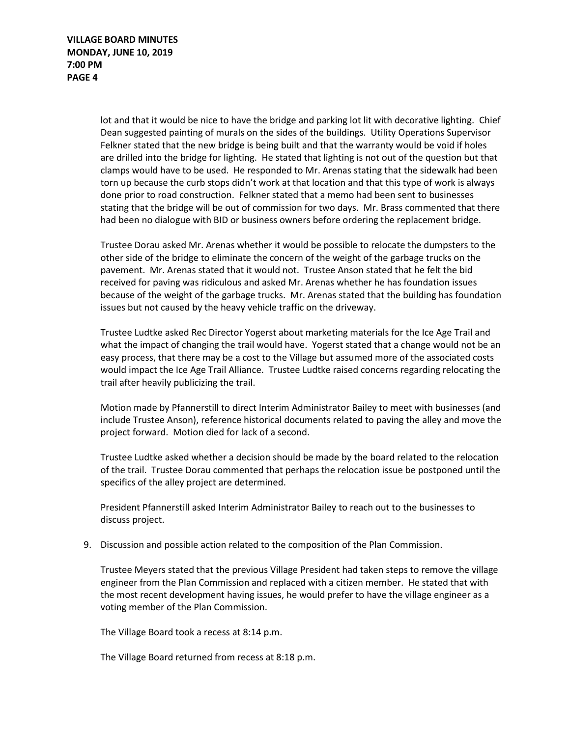lot and that it would be nice to have the bridge and parking lot lit with decorative lighting. Chief Dean suggested painting of murals on the sides of the buildings. Utility Operations Supervisor Felkner stated that the new bridge is being built and that the warranty would be void if holes are drilled into the bridge for lighting. He stated that lighting is not out of the question but that clamps would have to be used. He responded to Mr. Arenas stating that the sidewalk had been torn up because the curb stops didn't work at that location and that this type of work is always done prior to road construction. Felkner stated that a memo had been sent to businesses stating that the bridge will be out of commission for two days. Mr. Brass commented that there had been no dialogue with BID or business owners before ordering the replacement bridge.

Trustee Dorau asked Mr. Arenas whether it would be possible to relocate the dumpsters to the other side of the bridge to eliminate the concern of the weight of the garbage trucks on the pavement. Mr. Arenas stated that it would not. Trustee Anson stated that he felt the bid received for paving was ridiculous and asked Mr. Arenas whether he has foundation issues because of the weight of the garbage trucks. Mr. Arenas stated that the building has foundation issues but not caused by the heavy vehicle traffic on the driveway.

Trustee Ludtke asked Rec Director Yogerst about marketing materials for the Ice Age Trail and what the impact of changing the trail would have. Yogerst stated that a change would not be an easy process, that there may be a cost to the Village but assumed more of the associated costs would impact the Ice Age Trail Alliance. Trustee Ludtke raised concerns regarding relocating the trail after heavily publicizing the trail.

Motion made by Pfannerstill to direct Interim Administrator Bailey to meet with businesses (and include Trustee Anson), reference historical documents related to paving the alley and move the project forward. Motion died for lack of a second.

Trustee Ludtke asked whether a decision should be made by the board related to the relocation of the trail. Trustee Dorau commented that perhaps the relocation issue be postponed until the specifics of the alley project are determined.

President Pfannerstill asked Interim Administrator Bailey to reach out to the businesses to discuss project.

9. Discussion and possible action related to the composition of the Plan Commission.

   Trustee Meyers stated that the previous Village President had taken steps to remove the village engineer from the Plan Commission and replaced with a citizen member. He stated that with the most recent development having issues, he would prefer to have the village engineer as a voting member of the Plan Commission.

   The Village Board took a recess at 8:14 p.m.

   The Village Board returned from recess at 8:18 p.m.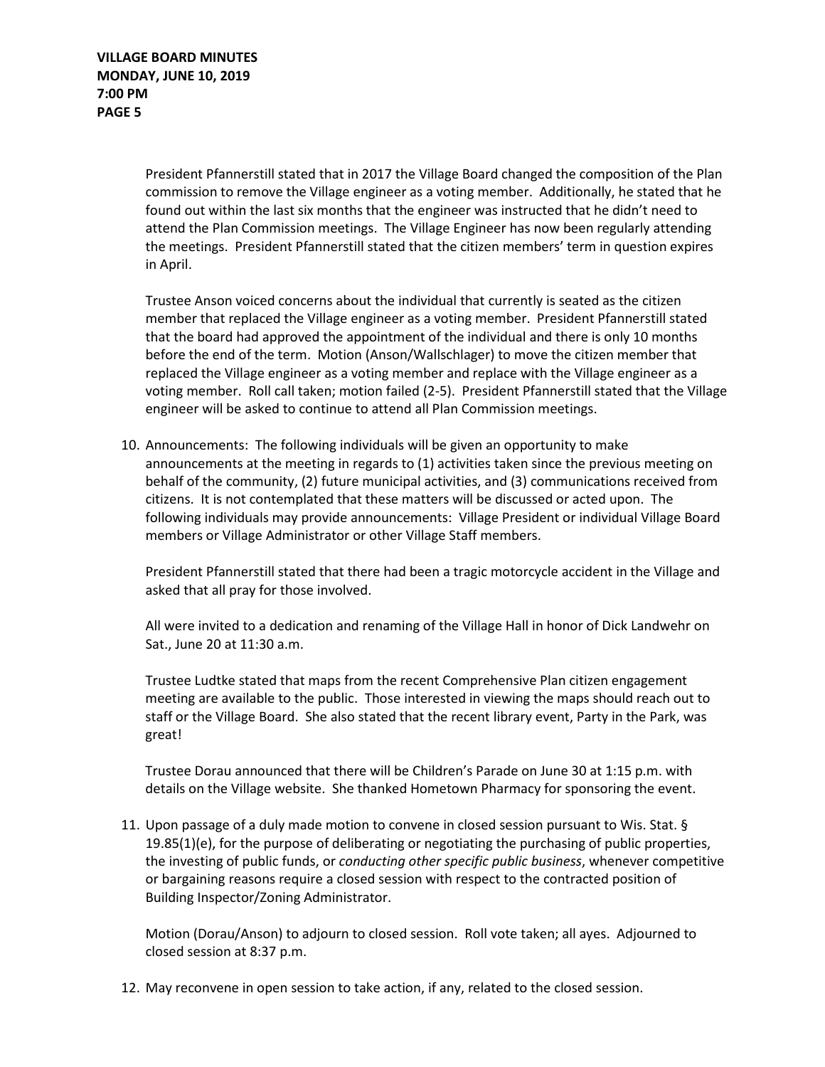President Pfannerstill stated that in 2017 the Village Board changed the composition of the Plan commission to remove the Village engineer as a voting member. Additionally, he stated that he found out within the last six months that the engineer was instructed that he didn't need to attend the Plan Commission meetings. The Village Engineer has now been regularly attending the meetings. President Pfannerstill stated that the citizen members' term in question expires in April.

Trustee Anson voiced concerns about the individual that currently is seated as the citizen member that replaced the Village engineer as a voting member. President Pfannerstill stated that the board had approved the appointment of the individual and there is only 10 months before the end of the term. Motion (Anson/Wallschlager) to move the citizen member that replaced the Village engineer as a voting member and replace with the Village engineer as a voting member. Roll call taken; motion failed (2-5). President Pfannerstill stated that the Village engineer will be asked to continue to attend all Plan Commission meetings.

10. Announcements: The following individuals will be given an opportunity to make announcements at the meeting in regards to (1) activities taken since the previous meeting on behalf of the community, (2) future municipal activities, and (3) communications received from citizens. It is not contemplated that these matters will be discussed or acted upon. The following individuals may provide announcements: Village President or individual Village Board members or Village Administrator or other Village Staff members.

    President Pfannerstill stated that there had been a tragic motorcycle accident in the Village and asked that all pray for those involved.

    All were invited to a dedication and renaming of the Village Hall in honor of Dick Landwehr on Sat., June 20 at 11:30 a.m.

    Trustee Ludtke stated that maps from the recent Comprehensive Plan citizen engagement meeting are available to the public. Those interested in viewing the maps should reach out to staff or the Village Board. She also stated that the recent library event, Party in the Park, was great!

    Trustee Dorau announced that there will be Children's Parade on June 30 at 1:15 p.m. with details on the Village website. She thanked Hometown Pharmacy for sponsoring the event.

11. Upon passage of a duly made motion to convene in closed session pursuant to Wis. Stat. § 19.85(1)(e), for the purpose of deliberating or negotiating the purchasing of public properties, the investing of public funds, or *conducting other specific public business*, whenever competitive or bargaining reasons require a closed session with respect to the contracted position of Building Inspector/Zoning Administrator.

    Motion (Dorau/Anson) to adjourn to closed session. Roll vote taken; all ayes. Adjourned to closed session at 8:37 p.m.

12. May reconvene in open session to take action, if any, related to the closed session.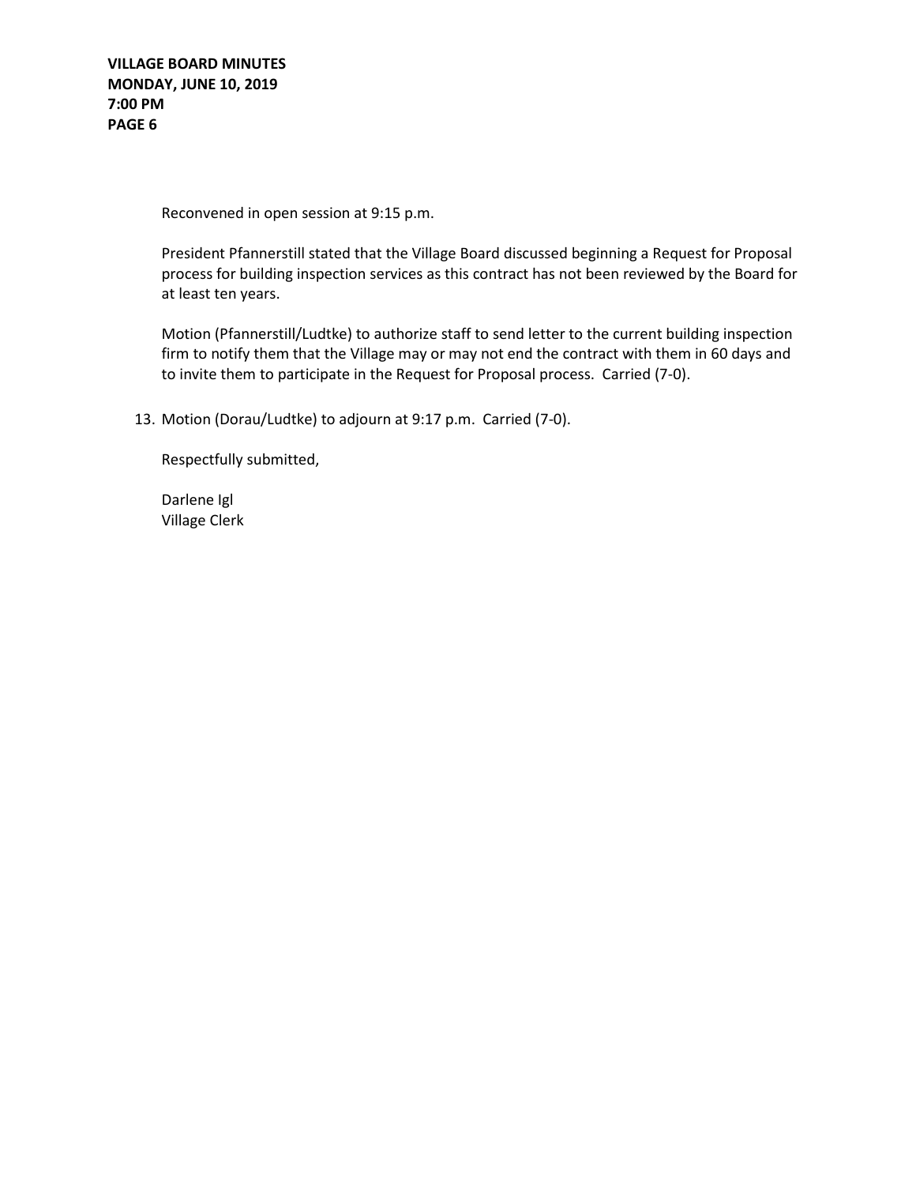Reconvened in open session at 9:15 p.m.

President Pfannerstill stated that the Village Board discussed beginning a Request for Proposal process for building inspection services as this contract has not been reviewed by the Board for at least ten years.

Motion (Pfannerstill/Ludtke) to authorize staff to send letter to the current building inspection firm to notify them that the Village may or may not end the contract with them in 60 days and to invite them to participate in the Request for Proposal process. Carried (7-0).

13. Motion (Dorau/Ludtke) to adjourn at 9:17 p.m. Carried (7-0).

Respectfully submitted,

Darlene Igl
Village Clerk